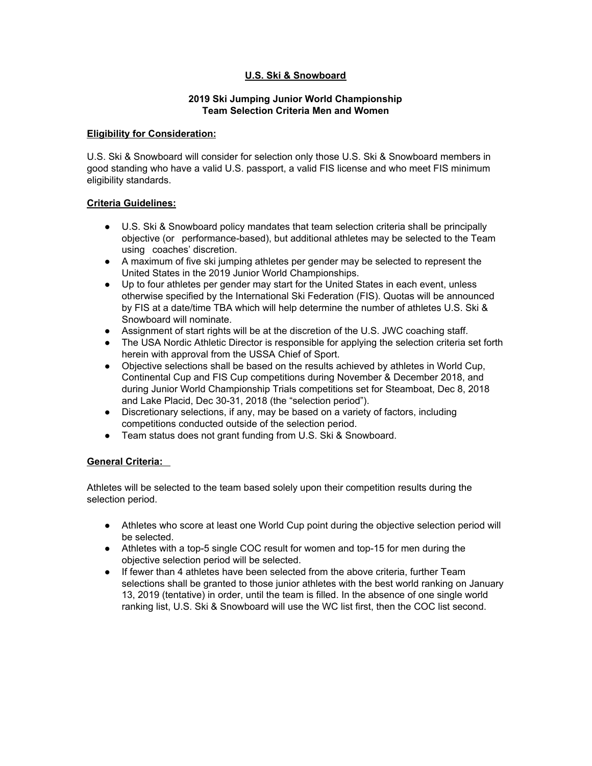**U.S. Ski & Snowboard**

**2019 Ski Jumping Junior World Championship**
**Team Selection Criteria Men and Women**

**Eligibility for Consideration:**

U.S. Ski & Snowboard will consider for selection only those U.S. Ski & Snowboard members in good standing who have a valid U.S. passport, a valid FIS license and who meet FIS minimum eligibility standards.

**Criteria Guidelines:**

- U.S. Ski & Snowboard policy mandates that team selection criteria shall be principally objective (or performance-based), but additional athletes may be selected to the Team using coaches' discretion.
- A maximum of five ski jumping athletes per gender may be selected to represent the United States in the 2019 Junior World Championships.
- Up to four athletes per gender may start for the United States in each event, unless otherwise specified by the International Ski Federation (FIS). Quotas will be announced by FIS at a date/time TBA which will help determine the number of athletes U.S. Ski & Snowboard will nominate.
- Assignment of start rights will be at the discretion of the U.S. JWC coaching staff.
- The USA Nordic Athletic Director is responsible for applying the selection criteria set forth herein with approval from the USSA Chief of Sport.
- Objective selections shall be based on the results achieved by athletes in World Cup, Continental Cup and FIS Cup competitions during November & December 2018, and during Junior World Championship Trials competitions set for Steamboat, Dec 8, 2018 and Lake Placid, Dec 30-31, 2018 (the "selection period").
- Discretionary selections, if any, may be based on a variety of factors, including competitions conducted outside of the selection period.
- Team status does not grant funding from U.S. Ski & Snowboard.

**General Criteria:**

Athletes will be selected to the team based solely upon their competition results during the selection period.

- Athletes who score at least one World Cup point during the objective selection period will be selected.
- Athletes with a top-5 single COC result for women and top-15 for men during the objective selection period will be selected.
- If fewer than 4 athletes have been selected from the above criteria, further Team selections shall be granted to those junior athletes with the best world ranking on January 13, 2019 (tentative) in order, until the team is filled. In the absence of one single world ranking list, U.S. Ski & Snowboard will use the WC list first, then the COC list second.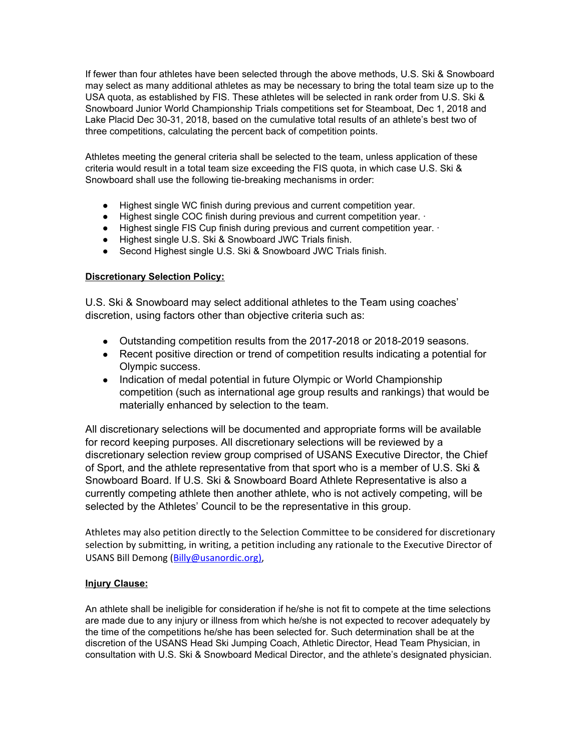If fewer than four athletes have been selected through the above methods, U.S. Ski & Snowboard may select as many additional athletes as may be necessary to bring the total team size up to the USA quota, as established by FIS. These athletes will be selected in rank order from U.S. Ski & Snowboard Junior World Championship Trials competitions set for Steamboat, Dec 1, 2018 and Lake Placid Dec 30-31, 2018, based on the cumulative total results of an athlete's best two of three competitions, calculating the percent back of competition points.

Athletes meeting the general criteria shall be selected to the team, unless application of these criteria would result in a total team size exceeding the FIS quota, in which case U.S. Ski & Snowboard shall use the following tie-breaking mechanisms in order:

- Highest single WC finish during previous and current competition year.
- Highest single COC finish during previous and current competition year. ·
- Highest single FIS Cup finish during previous and current competition year. ·
- Highest single U.S. Ski & Snowboard JWC Trials finish.
- Second Highest single U.S. Ski & Snowboard JWC Trials finish.

**Discretionary Selection Policy:**

U.S. Ski & Snowboard may select additional athletes to the Team using coaches' discretion, using factors other than objective criteria such as:

- Outstanding competition results from the 2017-2018 or 2018-2019 seasons.
- Recent positive direction or trend of competition results indicating a potential for Olympic success.
- Indication of medal potential in future Olympic or World Championship competition (such as international age group results and rankings) that would be materially enhanced by selection to the team.

All discretionary selections will be documented and appropriate forms will be available for record keeping purposes. All discretionary selections will be reviewed by a discretionary selection review group comprised of USANS Executive Director, the Chief of Sport, and the athlete representative from that sport who is a member of U.S. Ski & Snowboard Board. If U.S. Ski & Snowboard Board Athlete Representative is also a currently competing athlete then another athlete, who is not actively competing, will be selected by the Athletes' Council to be the representative in this group.

Athletes may also petition directly to the Selection Committee to be considered for discretionary selection by submitting, in writing, a petition including any rationale to the Executive Director of USANS Bill Demong (Billy@usanordic.org),

**Injury Clause:**

An athlete shall be ineligible for consideration if he/she is not fit to compete at the time selections are made due to any injury or illness from which he/she is not expected to recover adequately by the time of the competitions he/she has been selected for. Such determination shall be at the discretion of the USANS Head Ski Jumping Coach, Athletic Director, Head Team Physician, in consultation with U.S. Ski & Snowboard Medical Director, and the athlete's designated physician.